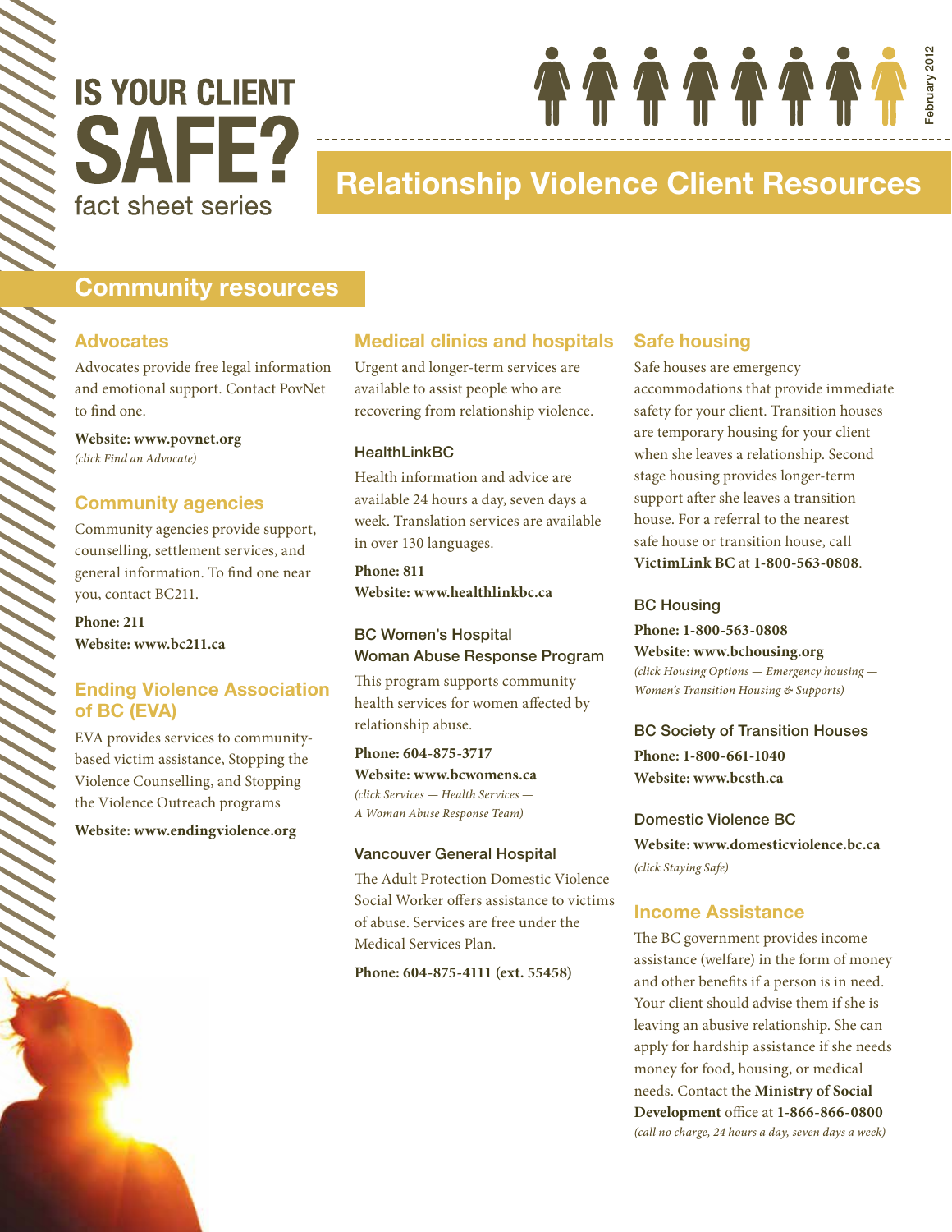# IS YOUR CLIENT SAFE?

fact sheet series

February 2012

# Relationship Violence Client Resources

## Community resources

### Advocates

Advocates provide free legal information and emotional support. Contact PovNet to find one.

**Website: www.povnet.org**
*(click Find an Advocate)*

### Community agencies

Community agencies provide support, counselling, settlement services, and general information. To find one near you, contact BC211.

**Phone: 211**
**Website: www.bc211.ca**

### Ending Violence Association of BC (EVA)

EVA provides services to community-based victim assistance, Stopping the Violence Counselling, and Stopping the Violence Outreach programs

**Website: www.endingviolence.org**

### Medical clinics and hospitals

Urgent and longer-term services are available to assist people who are recovering from relationship violence.

#### HealthLinkBC

Health information and advice are available 24 hours a day, seven days a week. Translation services are available in over 130 languages.

**Phone: 811**
**Website: www.healthlinkbc.ca**

#### BC Women's Hospital Woman Abuse Response Program

This program supports community health services for women affected by relationship abuse.

**Phone: 604-875-3717**
**Website: www.bcwomens.ca**
*(click Services — Health Services — A Woman Abuse Response Team)*

#### Vancouver General Hospital

The Adult Protection Domestic Violence Social Worker offers assistance to victims of abuse. Services are free under the Medical Services Plan.

**Phone: 604-875-4111 (ext. 55458)**

### Safe housing

Safe houses are emergency accommodations that provide immediate safety for your client. Transition houses are temporary housing for your client when she leaves a relationship. Second stage housing provides longer-term support after she leaves a transition house. For a referral to the nearest safe house or transition house, call **VictimLink BC** at **1-800-563-0808**.

#### BC Housing

**Phone: 1-800-563-0808**
**Website: www.bchousing.org**
*(click Housing Options — Emergency housing — Women's Transition Housing & Supports)*

#### BC Society of Transition Houses

**Phone: 1-800-661-1040**
**Website: www.bcsth.ca**

#### Domestic Violence BC

**Website: www.domesticviolence.bc.ca**
*(click Staying Safe)*

### Income Assistance

The BC government provides income assistance (welfare) in the form of money and other benefits if a person is in need. Your client should advise them if she is leaving an abusive relationship. She can apply for hardship assistance if she needs money for food, housing, or medical needs. Contact the **Ministry of Social Development** office at **1-866-866-0800**
*(call no charge, 24 hours a day, seven days a week)*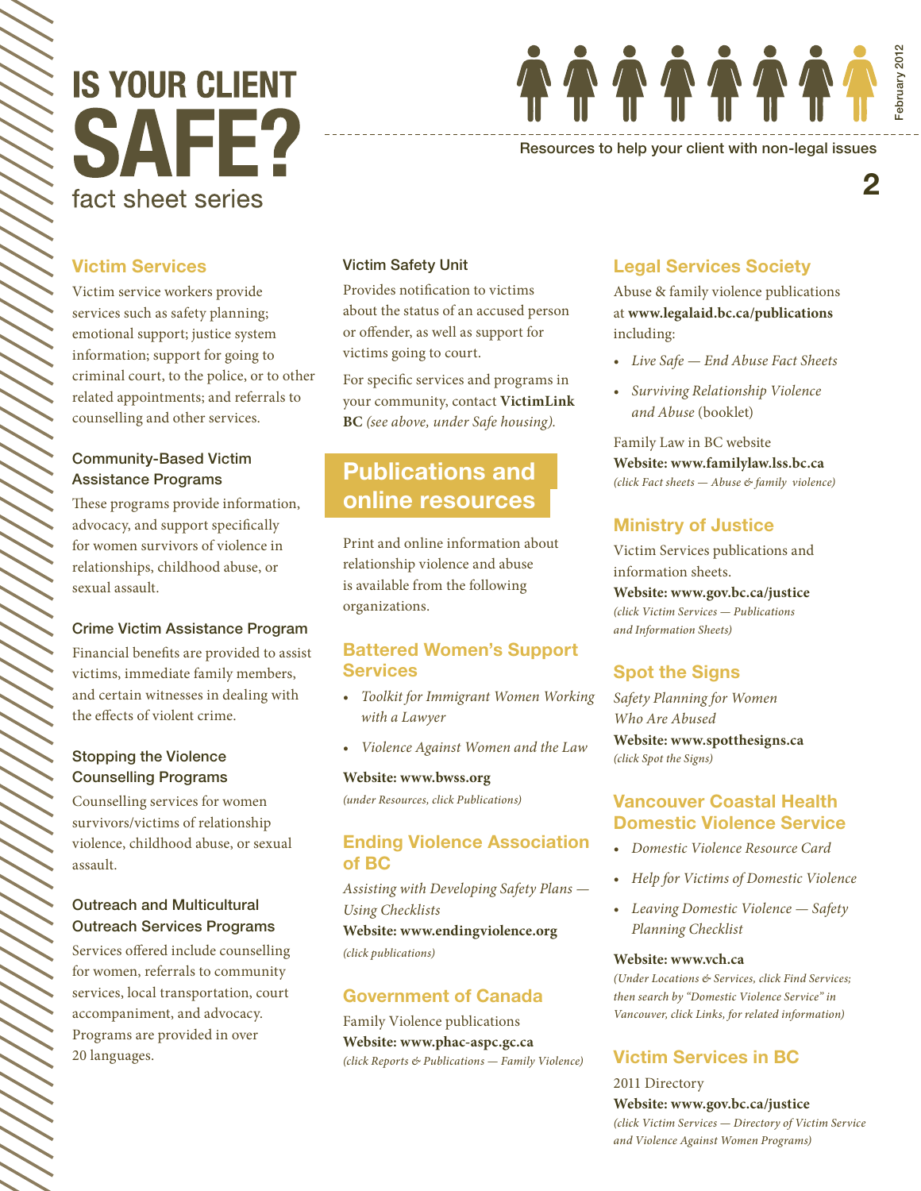# IS YOUR CLIENT SAFE?

fact sheet series

Resources to help your client with non-legal issues

February 2012

## Victim Services

Victim service workers provide services such as safety planning; emotional support; justice system information; support for going to criminal court, to the police, or to other related appointments; and referrals to counselling and other services.

### Community-Based Victim Assistance Programs

These programs provide information, advocacy, and support specifically for women survivors of violence in relationships, childhood abuse, or sexual assault.

### Crime Victim Assistance Program

Financial benefits are provided to assist victims, immediate family members, and certain witnesses in dealing with the effects of violent crime.

### Stopping the Violence Counselling Programs

Counselling services for women survivors/victims of relationship violence, childhood abuse, or sexual assault.

### Outreach and Multicultural Outreach Services Programs

Services offered include counselling for women, referrals to community services, local transportation, court accompaniment, and advocacy. Programs are provided in over 20 languages.

### Victim Safety Unit

Provides notification to victims about the status of an accused person or offender, as well as support for victims going to court.

For specific services and programs in your community, contact **VictimLink BC** *(see above, under Safe housing).*

# Publications and online resources

Print and online information about relationship violence and abuse is available from the following organizations.

## Battered Women's Support Services

- *Toolkit for Immigrant Women Working with a Lawyer*
- *Violence Against Women and the Law*

**Website: www.bwss.org**
*(under Resources, click Publications)*

## Ending Violence Association of BC

*Assisting with Developing Safety Plans — Using Checklists*
**Website: www.endingviolence.org**
*(click publications)*

## Government of Canada

Family Violence publications
**Website: www.phac-aspc.gc.ca**
*(click Reports & Publications — Family Violence)*

## Legal Services Society

Abuse & family violence publications at **www.legalaid.bc.ca/publications** including:

- *Live Safe — End Abuse Fact Sheets*
- *Surviving Relationship Violence and Abuse* (booklet)

Family Law in BC website
**Website: www.familylaw.lss.bc.ca**
*(click Fact sheets — Abuse & family violence)*

## Ministry of Justice

Victim Services publications and information sheets.
**Website: www.gov.bc.ca/justice**
*(click Victim Services — Publications and Information Sheets)*

## Spot the Signs

*Safety Planning for Women Who Are Abused*
**Website: www.spotthesigns.ca**
*(click Spot the Signs)*

## Vancouver Coastal Health Domestic Violence Service

- *Domestic Violence Resource Card*
- *Help for Victims of Domestic Violence*
- *Leaving Domestic Violence — Safety Planning Checklist*

**Website: www.vch.ca**
*(Under Locations & Services, click Find Services; then search by "Domestic Violence Service" in Vancouver, click Links, for related information)*

## Victim Services in BC

2011 Directory
**Website: www.gov.bc.ca/justice**
*(click Victim Services — Directory of Victim Service and Violence Against Women Programs)*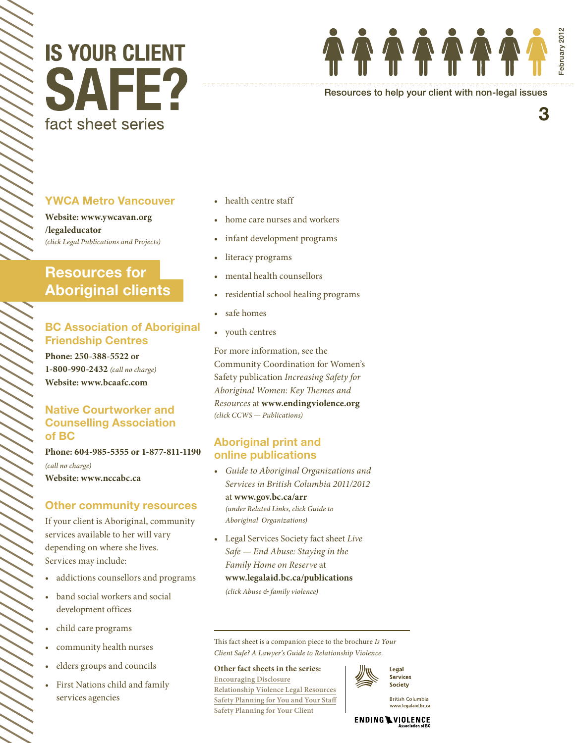# IS YOUR CLIENT SAFE?

fact sheet series

Resources to help your client with non-legal issues

February 2012

### YWCA Metro Vancouver

**Website: www.ywcavan.org /legaleducator**
*(click Legal Publications and Projects)*

## Resources for Aboriginal clients

### BC Association of Aboriginal Friendship Centres

**Phone: 250-388-5522 or 1-800-990-2432** *(call no charge)*
**Website: www.bcaafc.com**

### Native Courtworker and Counselling Association of BC

**Phone: 604-985-5355 or 1-877-811-1190** *(call no charge)*
**Website: www.nccabc.ca**

### Other community resources

If your client is Aboriginal, community services available to her will vary depending on where she lives. Services may include:

- addictions counsellors and programs
- band social workers and social development offices
- child care programs
- community health nurses
- elders groups and councils
- First Nations child and family services agencies
- health centre staff
- home care nurses and workers
- infant development programs
- literacy programs
- mental health counsellors
- residential school healing programs
- safe homes
- youth centres

For more information, see the Community Coordination for Women's Safety publication *Increasing Safety for Aboriginal Women: Key Themes and Resources* at **www.endingviolence.org** *(click CCWS — Publications)*

### Aboriginal print and online publications

- *Guide to Aboriginal Organizations and Services in British Columbia 2011/2012* at **www.gov.bc.ca/arr** *(under Related Links, click Guide to Aboriginal Organizations)*
- Legal Services Society fact sheet *Live Safe — End Abuse: Staying in the Family Home on Reserve* at **www.legalaid.bc.ca/publications** *(click Abuse & family violence)*

This fact sheet is a companion piece to the brochure *Is Your Client Safe? A Lawyer's Guide to Relationship Violence.*

**Other fact sheets in the series:**
Encouraging Disclosure
Relationship Violence Legal Resources
Safety Planning for You and Your Staff
Safety Planning for Your Client

Legal Services Society
British Columbia
www.legalaid.bc.ca

ENDING VIOLENCE Association of BC